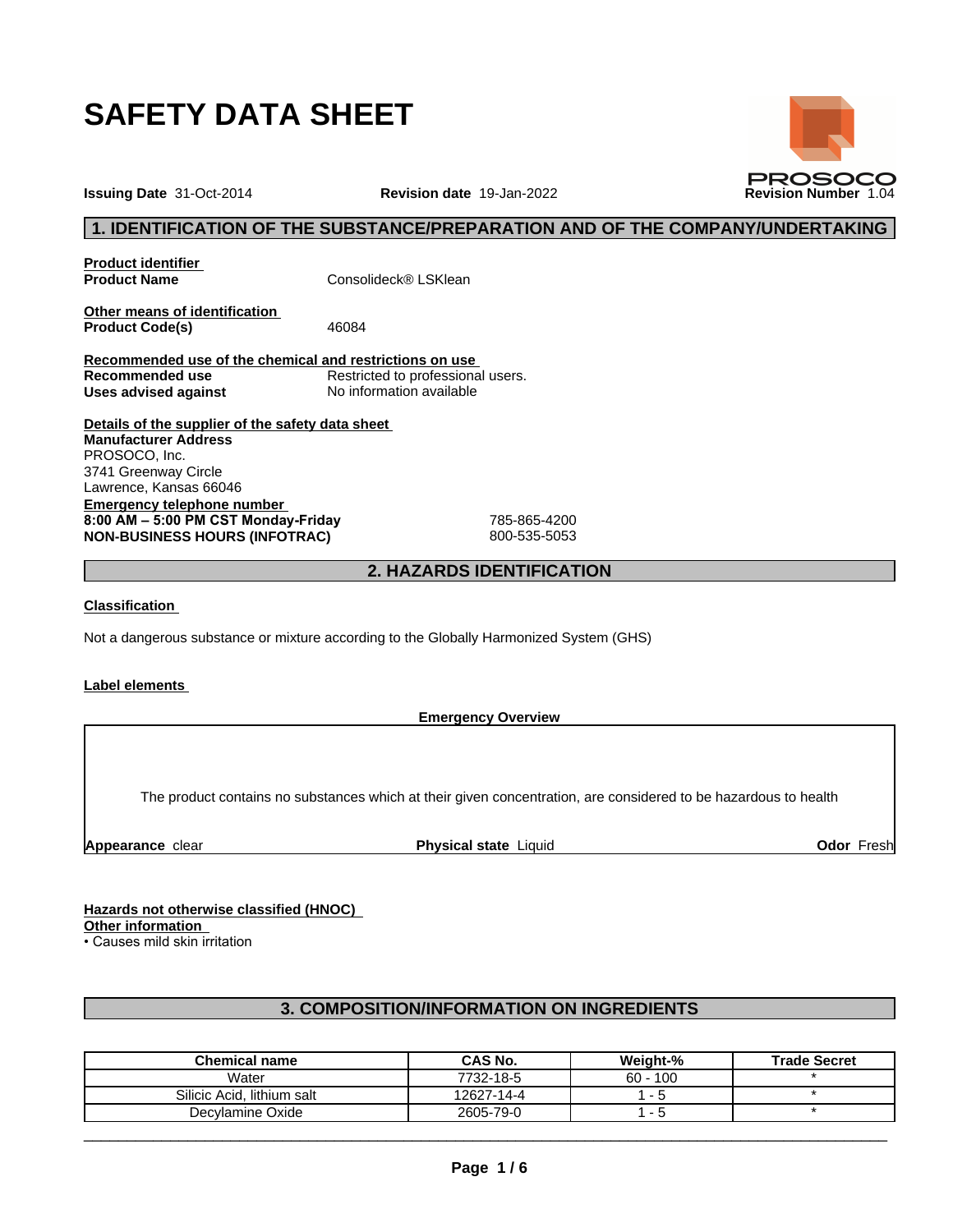# SAFETY DATA SHEET

**Issuing Date** 31-Oct-2014 **Revision date** 19-Jan-2022 **Revision Number** 1.04

PROSOCO

## 1. IDENTIFICATION OF THE SUBSTANCE/PREPARATION AND OF THE COMPANY/UNDERTAKING

**Product identifier**

**Product Name** Consolideck® LSKlean

**Other means of identification**

**Product Code(s)** 46084

**Recommended use of the chemical and restrictions on use**

**Recommended use** Restricted to professional users.

**Uses advised against** No information available

**Details of the supplier of the safety data sheet**

**Manufacturer Address**
PROSOCO, Inc.
3741 Greenway Circle
Lawrence, Kansas 66046

**Emergency telephone number**

**8:00 AM – 5:00 PM CST Monday-Friday** 785-865-4200

**NON-BUSINESS HOURS (INFOTRAC)** 800-535-5053

## 2. HAZARDS IDENTIFICATION

**Classification**

Not a dangerous substance or mixture according to the Globally Harmonized System (GHS)

**Label elements**

**Emergency Overview**

The product contains no substances which at their given concentration, are considered to be hazardous to health

**Appearance** clear **Physical state** Liquid **Odor** Fresh

**Hazards not otherwise classified (HNOC)**

**Other information**

• Causes mild skin irritation

## 3. COMPOSITION/INFORMATION ON INGREDIENTS

| Chemical name | CAS No. | Weight-% | Trade Secret |
|---|---|---|---|
| Water | 7732-18-5 | 60 - 100 | * |
| Silicic Acid, lithium salt | 12627-14-4 | 1 - 5 | * |
| Decylamine Oxide | 2605-79-0 | 1 - 5 | * |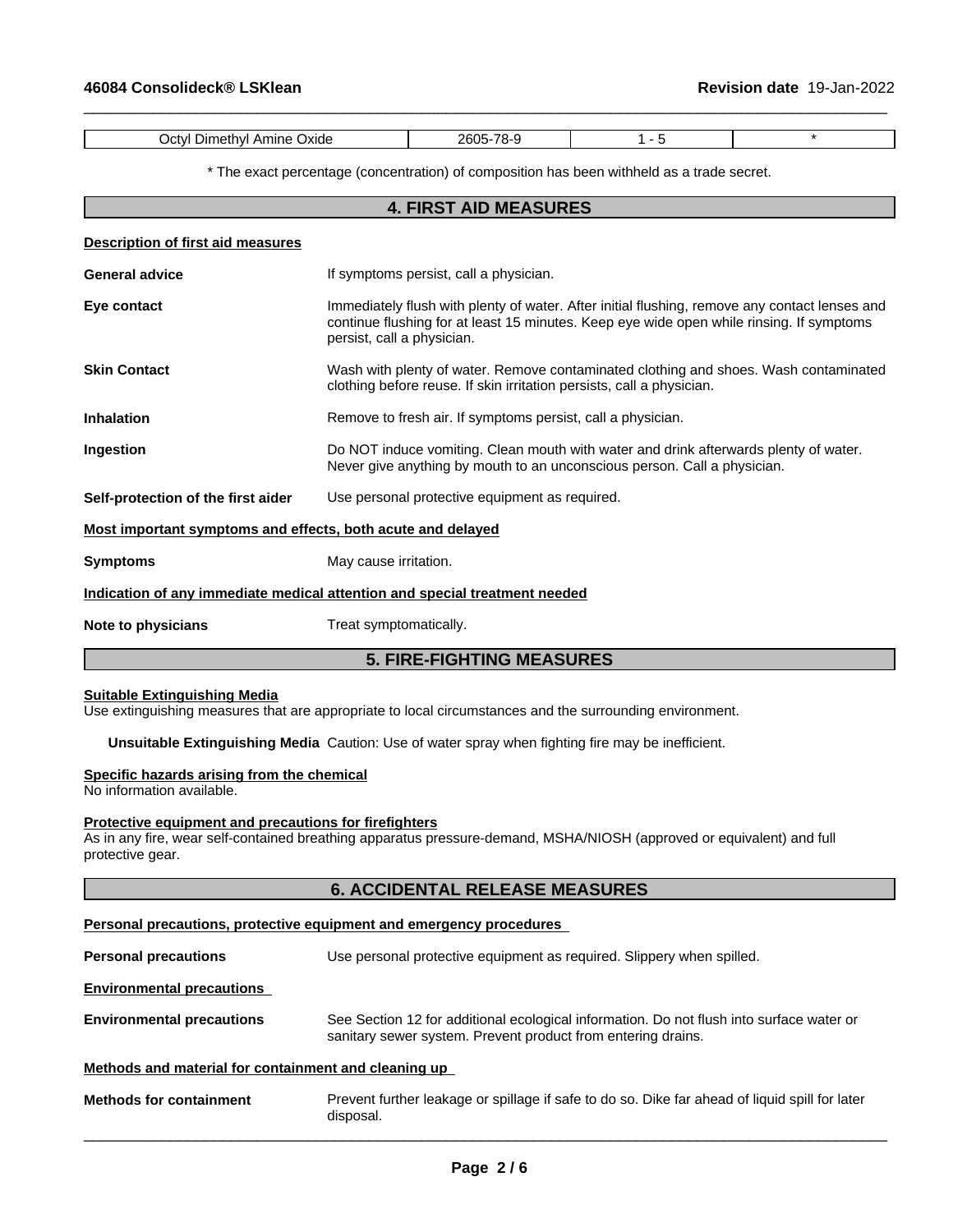| Octyl Dimethyl Amine Oxide | 2605-78-9 | 1 - 5 | * |
|---|---|---|---|

* The exact percentage (concentration) of composition has been withheld as a trade secret.

## 4. FIRST AID MEASURES

**Description of first aid measures**

**General advice** If symptoms persist, call a physician.

**Eye contact** Immediately flush with plenty of water. After initial flushing, remove any contact lenses and continue flushing for at least 15 minutes. Keep eye wide open while rinsing. If symptoms persist, call a physician.

**Skin Contact** Wash with plenty of water. Remove contaminated clothing and shoes. Wash contaminated clothing before reuse. If skin irritation persists, call a physician.

**Inhalation** Remove to fresh air. If symptoms persist, call a physician.

**Ingestion** Do NOT induce vomiting. Clean mouth with water and drink afterwards plenty of water. Never give anything by mouth to an unconscious person. Call a physician.

**Self-protection of the first aider** Use personal protective equipment as required.

**Most important symptoms and effects, both acute and delayed**

**Symptoms** May cause irritation.

**Indication of any immediate medical attention and special treatment needed**

**Note to physicians** Treat symptomatically.

## 5. FIRE-FIGHTING MEASURES

**Suitable Extinguishing Media**
Use extinguishing measures that are appropriate to local circumstances and the surrounding environment.

**Unsuitable Extinguishing Media** Caution: Use of water spray when fighting fire may be inefficient.

**Specific hazards arising from the chemical**
No information available.

**Protective equipment and precautions for firefighters**
As in any fire, wear self-contained breathing apparatus pressure-demand, MSHA/NIOSH (approved or equivalent) and full protective gear.

## 6. ACCIDENTAL RELEASE MEASURES

**Personal precautions, protective equipment and emergency procedures**

**Personal precautions** Use personal protective equipment as required. Slippery when spilled.

**Environmental precautions**

**Environmental precautions** See Section 12 for additional ecological information. Do not flush into surface water or sanitary sewer system. Prevent product from entering drains.

**Methods and material for containment and cleaning up**

**Methods for containment** Prevent further leakage or spillage if safe to do so. Dike far ahead of liquid spill for later disposal.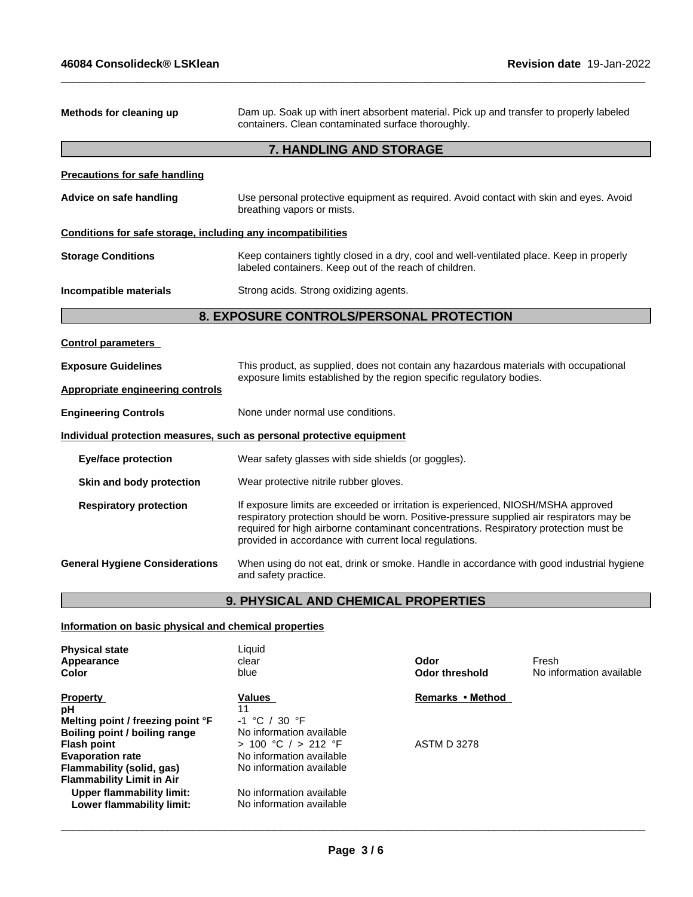**Methods for cleaning up** Dam up. Soak up with inert absorbent material. Pick up and transfer to properly labeled containers. Clean contaminated surface thoroughly.

## 7. HANDLING AND STORAGE

**Precautions for safe handling**

**Advice on safe handling** Use personal protective equipment as required. Avoid contact with skin and eyes. Avoid breathing vapors or mists.

**Conditions for safe storage, including any incompatibilities**

**Storage Conditions** Keep containers tightly closed in a dry, cool and well-ventilated place. Keep in properly labeled containers. Keep out of the reach of children.

**Incompatible materials** Strong acids. Strong oxidizing agents.

## 8. EXPOSURE CONTROLS/PERSONAL PROTECTION

**Control parameters**

**Exposure Guidelines** This product, as supplied, does not contain any hazardous materials with occupational exposure limits established by the region specific regulatory bodies.

**Appropriate engineering controls**

**Engineering Controls** None under normal use conditions.

**Individual protection measures, such as personal protective equipment**

**Eye/face protection** Wear safety glasses with side shields (or goggles).

**Skin and body protection** Wear protective nitrile rubber gloves.

**Respiratory protection** If exposure limits are exceeded or irritation is experienced, NIOSH/MSHA approved respiratory protection should be worn. Positive-pressure supplied air respirators may be required for high airborne contaminant concentrations. Respiratory protection must be provided in accordance with current local regulations.

**General Hygiene Considerations** When using do not eat, drink or smoke. Handle in accordance with good industrial hygiene and safety practice.

## 9. PHYSICAL AND CHEMICAL PROPERTIES

**Information on basic physical and chemical properties**

| | | | |
|---|---|---|---|
| **Physical state** | Liquid | | |
| **Appearance** | clear | **Odor** | Fresh |
| **Color** | blue | **Odor threshold** | No information available |

| **Property** | **Values** | **Remarks • Method** |
|---|---|---|
| **pH** | 11 | |
| **Melting point / freezing point °F** | -1 °C / 30 °F | |
| **Boiling point / boiling range** | No information available | |
| **Flash point** | > 100 °C / > 212 °F | ASTM D 3278 |
| **Evaporation rate** | No information available | |
| **Flammability (solid, gas)** | No information available | |
| **Flammability Limit in Air** | | |
| **Upper flammability limit:** | No information available | |
| **Lower flammability limit:** | No information available | |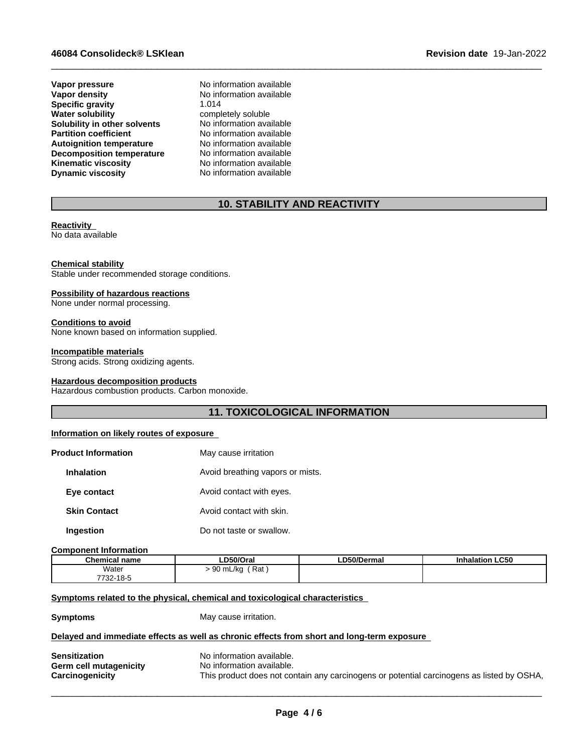| | |
|---|---|
| **Vapor pressure** | No information available |
| **Vapor density** | No information available |
| **Specific gravity** | 1.014 |
| **Water solubility** | completely soluble |
| **Solubility in other solvents** | No information available |
| **Partition coefficient** | No information available |
| **Autoignition temperature** | No information available |
| **Decomposition temperature** | No information available |
| **Kinematic viscosity** | No information available |
| **Dynamic viscosity** | No information available |

## 10. STABILITY AND REACTIVITY

**Reactivity**
No data available

**Chemical stability**
Stable under recommended storage conditions.

**Possibility of hazardous reactions**
None under normal processing.

**Conditions to avoid**
None known based on information supplied.

**Incompatible materials**
Strong acids. Strong oxidizing agents.

**Hazardous decomposition products**
Hazardous combustion products. Carbon monoxide.

## 11. TOXICOLOGICAL INFORMATION

**Information on likely routes of exposure**

| | |
|---|---|
| **Product Information** | May cause irritation |
| **Inhalation** | Avoid breathing vapors or mists. |
| **Eye contact** | Avoid contact with eyes. |
| **Skin Contact** | Avoid contact with skin. |
| **Ingestion** | Do not taste or swallow. |

**Component Information**

| Chemical name | LD50/Oral | LD50/Dermal | Inhalation LC50 |
|---|---|---|---|
| Water 7732-18-5 | > 90 mL/kg ( Rat ) | | |

**Symptoms related to the physical, chemical and toxicological characteristics**

**Symptoms** May cause irritation.

**Delayed and immediate effects as well as chronic effects from short and long-term exposure**

| | |
|---|---|
| **Sensitization** | No information available. |
| **Germ cell mutagenicity** | No information available. |
| **Carcinogenicity** | This product does not contain any carcinogens or potential carcinogens as listed by OSHA, |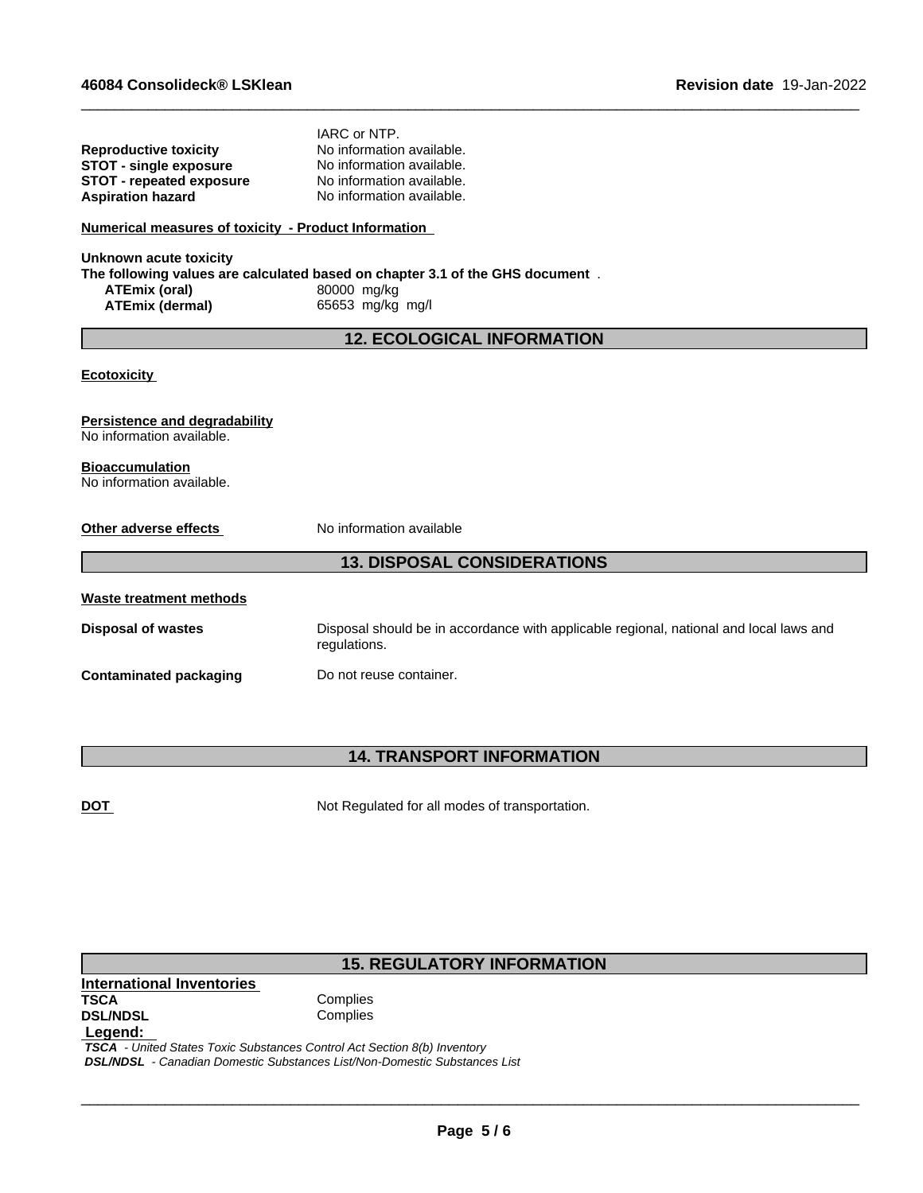IARC or NTP.

| | |
|---|---|
| **Reproductive toxicity** | No information available. |
| **STOT - single exposure** | No information available. |
| **STOT - repeated exposure** | No information available. |
| **Aspiration hazard** | No information available. |

**Numerical measures of toxicity - Product Information**

**Unknown acute toxicity**
**The following values are calculated based on chapter 3.1 of the GHS document** .

| | |
|---|---|
| **ATEmix (oral)** | 80000 mg/kg |
| **ATEmix (dermal)** | 65653 mg/kg mg/l |

## 12. ECOLOGICAL INFORMATION

**Ecotoxicity**

**Persistence and degradability**
No information available.

**Bioaccumulation**
No information available.

**Other adverse effects** No information available

## 13. DISPOSAL CONSIDERATIONS

**Waste treatment methods**

| | |
|---|---|
| **Disposal of wastes** | Disposal should be in accordance with applicable regional, national and local laws and regulations. |
| **Contaminated packaging** | Do not reuse container. |

## 14. TRANSPORT INFORMATION

**DOT** Not Regulated for all modes of transportation.

## 15. REGULATORY INFORMATION

**International Inventories**

| | |
|---|---|
| **TSCA** | Complies |
| **DSL/NDSL** | Complies |

**Legend:**
***TSCA*** *- United States Toxic Substances Control Act Section 8(b) Inventory*
***DSL/NDSL*** *- Canadian Domestic Substances List/Non-Domestic Substances List*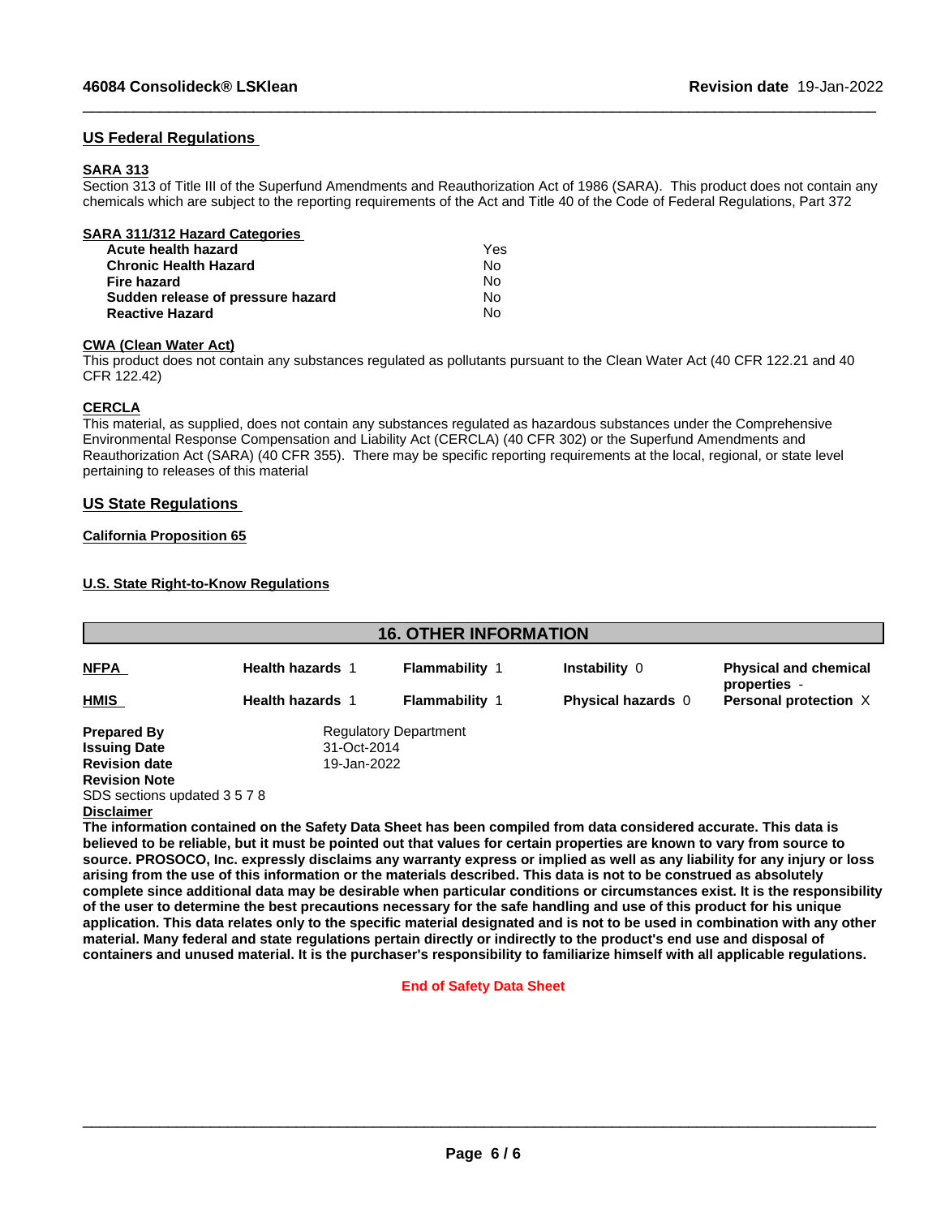## US Federal Regulations

### SARA 313

Section 313 of Title III of the Superfund Amendments and Reauthorization Act of 1986 (SARA). This product does not contain any chemicals which are subject to the reporting requirements of the Act and Title 40 of the Code of Federal Regulations, Part 372

### SARA 311/312 Hazard Categories

| | |
|---|---|
| **Acute health hazard** | Yes |
| **Chronic Health Hazard** | No |
| **Fire hazard** | No |
| **Sudden release of pressure hazard** | No |
| **Reactive Hazard** | No |

### CWA (Clean Water Act)

This product does not contain any substances regulated as pollutants pursuant to the Clean Water Act (40 CFR 122.21 and 40 CFR 122.42)

### CERCLA

This material, as supplied, does not contain any substances regulated as hazardous substances under the Comprehensive Environmental Response Compensation and Liability Act (CERCLA) (40 CFR 302) or the Superfund Amendments and Reauthorization Act (SARA) (40 CFR 355). There may be specific reporting requirements at the local, regional, or state level pertaining to releases of this material

## US State Regulations

### California Proposition 65

### U.S. State Right-to-Know Regulations

## 16. OTHER INFORMATION

| | | | | |
|---|---|---|---|---|
| **NFPA** | **Health hazards** 1 | **Flammability** 1 | **Instability** 0 | **Physical and chemical properties** - |
| **HMIS** | **Health hazards** 1 | **Flammability** 1 | **Physical hazards** 0 | **Personal protection** X |

| | |
|---|---|
| **Prepared By** | Regulatory Department |
| **Issuing Date** | 31-Oct-2014 |
| **Revision date** | 19-Jan-2022 |

**Revision Note**

SDS sections updated 3 5 7 8

**Disclaimer**

**The information contained on the Safety Data Sheet has been compiled from data considered accurate. This data is believed to be reliable, but it must be pointed out that values for certain properties are known to vary from source to source. PROSOCO, Inc. expressly disclaims any warranty express or implied as well as any liability for any injury or loss arising from the use of this information or the materials described. This data is not to be construed as absolutely complete since additional data may be desirable when particular conditions or circumstances exist. It is the responsibility of the user to determine the best precautions necessary for the safe handling and use of this product for his unique application. This data relates only to the specific material designated and is not to be used in combination with any other material. Many federal and state regulations pertain directly or indirectly to the product's end use and disposal of containers and unused material. It is the purchaser's responsibility to familiarize himself with all applicable regulations.**

**End of Safety Data Sheet**